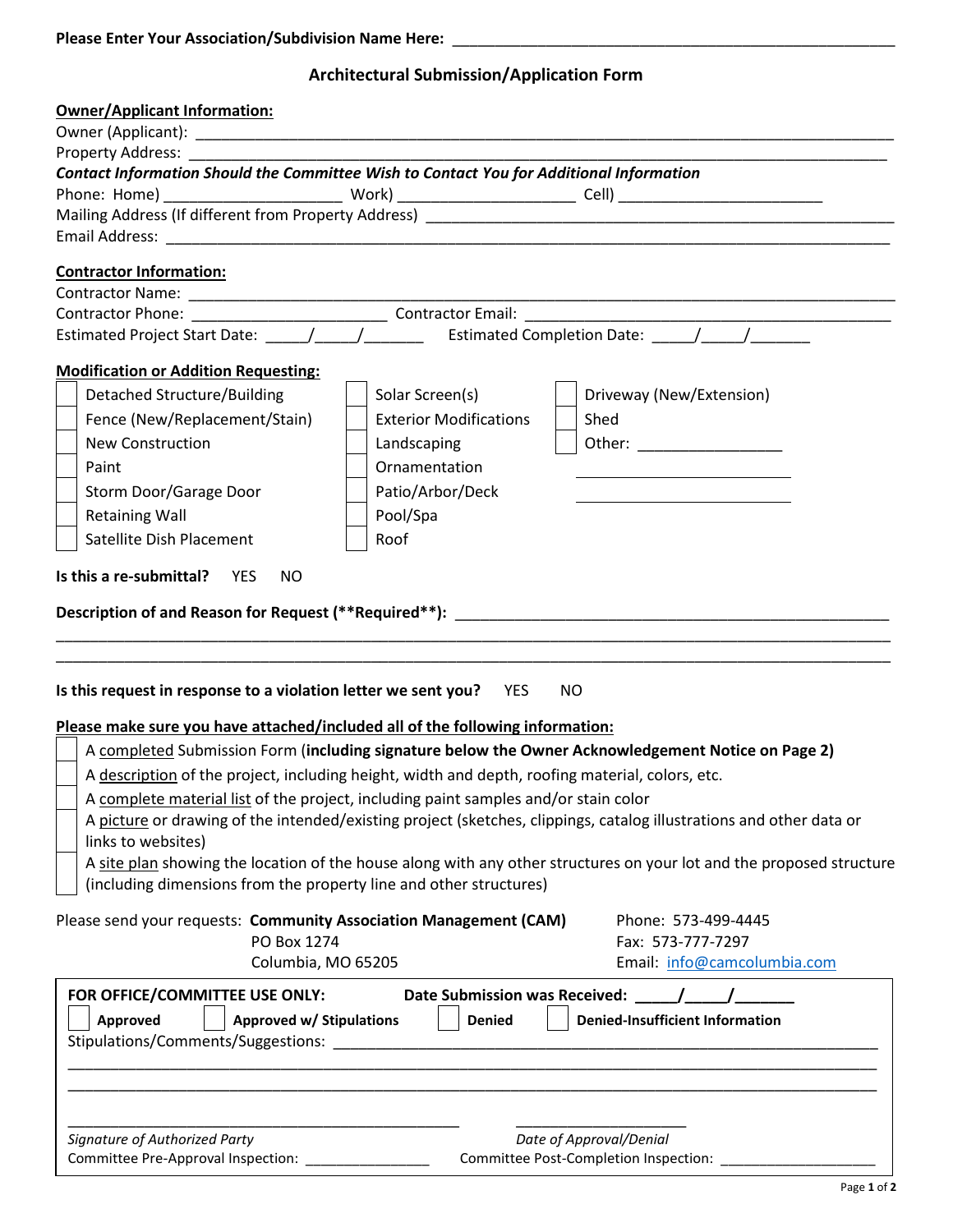**Please Enter Your Association/Subdivision Name Here:** ______________________________________________

## Architectural Submission/Application Form

**Owner/Applicant Information:**

Owner (Applicant): ______________________________________________

Property Address: ______________________________________________

***Contact Information Should the Committee Wish to Contact You for Additional Information***

Phone: Home) ____________________ Work) ____________________ Cell) ______________________

Mailing Address (If different from Property Address) ______________________________________________

Email Address: ______________________________________________

**Contractor Information:**

Contractor Name: ______________________________________________

Contractor Phone: ______________________ Contractor Email: ______________________________

Estimated Project Start Date: _____/_____/_______ Estimated Completion Date: _____/_____/_______

**Modification or Addition Requesting:**

| | | |
|---|---|---|
| ☐ Detached Structure/Building | ☐ Solar Screen(s) | ☐ Driveway (New/Extension) |
| ☐ Fence (New/Replacement/Stain) | ☐ Exterior Modifications | ☐ Shed |
| ☐ New Construction | ☐ Landscaping | ☐ Other: _________________ |
| ☐ Paint | ☐ Ornamentation | _________________________ |
| ☐ Storm Door/Garage Door | ☐ Patio/Arbor/Deck | _________________________ |
| ☐ Retaining Wall | ☐ Pool/Spa | |
| ☐ Satellite Dish Placement | ☐ Roof | |

**Is this a re-submittal?** YES NO

**Description of and Reason for Request (\*\*Required\*\*):** ______________________________________________

______________________________________________________________________________

______________________________________________________________________________

**Is this request in response to a violation letter we sent you?** YES NO

**Please make sure you have attached/included all of the following information:**

- ☐ A completed Submission Form (**including signature below the Owner Acknowledgement Notice on Page 2)**
- ☐ A description of the project, including height, width and depth, roofing material, colors, etc.
- ☐ A complete material list of the project, including paint samples and/or stain color
- ☐ A picture or drawing of the intended/existing project (sketches, clippings, catalog illustrations and other data or links to websites)
- ☐ A site plan showing the location of the house along with any other structures on your lot and the proposed structure (including dimensions from the property line and other structures)

Please send your requests: **Community Association Management (CAM)**
PO Box 1274
Columbia, MO 65205

Phone: 573-499-4445
Fax: 573-777-7297
Email: info@camcolumbia.com

---

**FOR OFFICE/COMMITTEE USE ONLY:** **Date Submission was Received: _____/_____/_______**

☐ **Approved** ☐ **Approved w/ Stipulations** ☐ **Denied** ☐ **Denied-Insufficient Information**

Stipulations/Comments/Suggestions: ______________________________________________

______________________________________________________________________________

______________________________________________________________________________

_________________________________________ _____________________

*Signature of Authorized Party* *Date of Approval/Denial*

Committee Pre-Approval Inspection: _______________ Committee Post-Completion Inspection: ___________________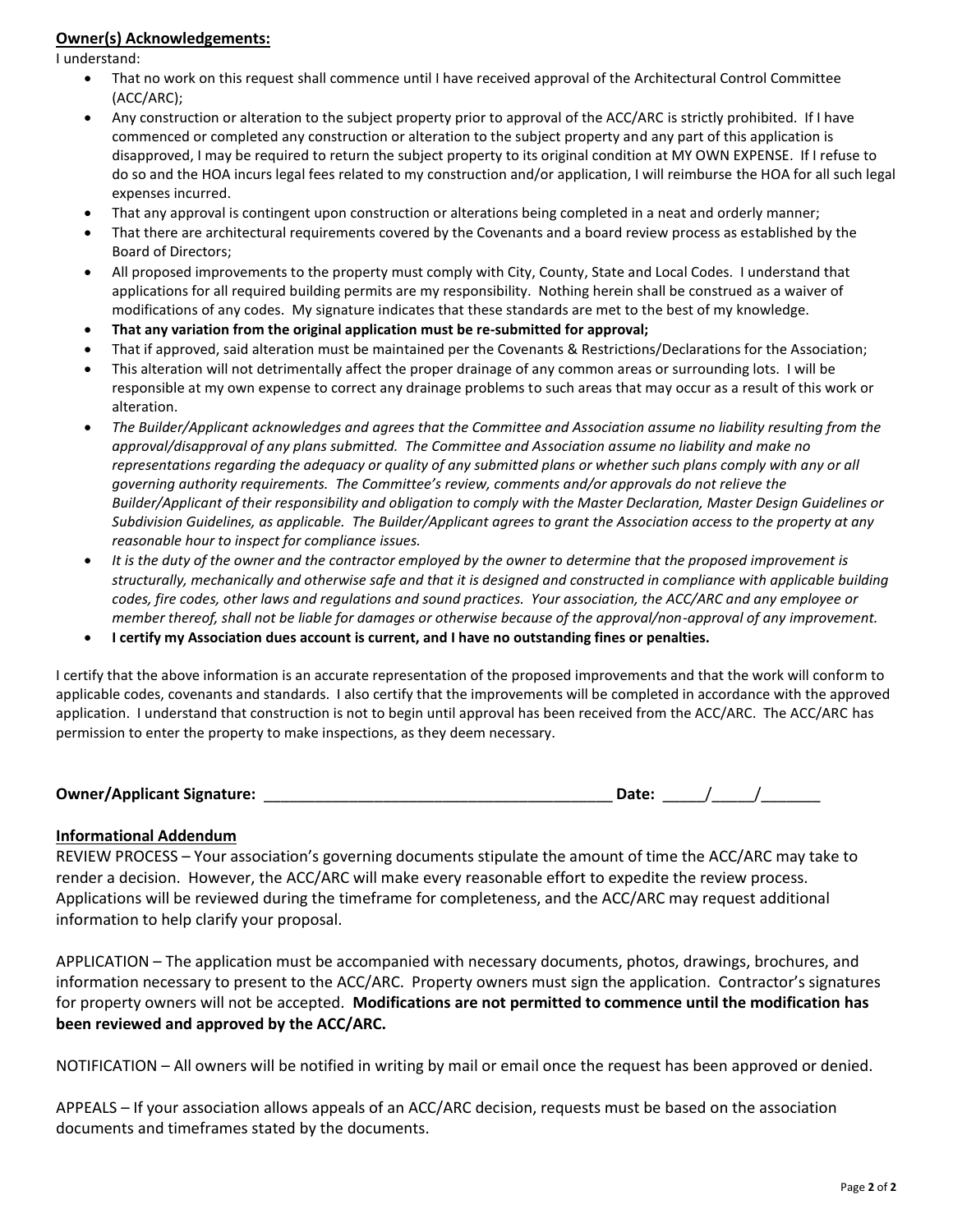**Owner(s) Acknowledgements:**

I understand:

- That no work on this request shall commence until I have received approval of the Architectural Control Committee (ACC/ARC);
- Any construction or alteration to the subject property prior to approval of the ACC/ARC is strictly prohibited. If I have commenced or completed any construction or alteration to the subject property and any part of this application is disapproved, I may be required to return the subject property to its original condition at MY OWN EXPENSE. If I refuse to do so and the HOA incurs legal fees related to my construction and/or application, I will reimburse the HOA for all such legal expenses incurred.
- That any approval is contingent upon construction or alterations being completed in a neat and orderly manner;
- That there are architectural requirements covered by the Covenants and a board review process as established by the Board of Directors;
- All proposed improvements to the property must comply with City, County, State and Local Codes. I understand that applications for all required building permits are my responsibility. Nothing herein shall be construed as a waiver of modifications of any codes. My signature indicates that these standards are met to the best of my knowledge.
- **That any variation from the original application must be re-submitted for approval;**
- That if approved, said alteration must be maintained per the Covenants & Restrictions/Declarations for the Association;
- This alteration will not detrimentally affect the proper drainage of any common areas or surrounding lots. I will be responsible at my own expense to correct any drainage problems to such areas that may occur as a result of this work or alteration.
- *The Builder/Applicant acknowledges and agrees that the Committee and Association assume no liability resulting from the approval/disapproval of any plans submitted. The Committee and Association assume no liability and make no representations regarding the adequacy or quality of any submitted plans or whether such plans comply with any or all governing authority requirements. The Committee's review, comments and/or approvals do not relieve the Builder/Applicant of their responsibility and obligation to comply with the Master Declaration, Master Design Guidelines or Subdivision Guidelines, as applicable. The Builder/Applicant agrees to grant the Association access to the property at any reasonable hour to inspect for compliance issues.*
- *It is the duty of the owner and the contractor employed by the owner to determine that the proposed improvement is structurally, mechanically and otherwise safe and that it is designed and constructed in compliance with applicable building codes, fire codes, other laws and regulations and sound practices. Your association, the ACC/ARC and any employee or member thereof, shall not be liable for damages or otherwise because of the approval/non-approval of any improvement.*
- **I certify my Association dues account is current, and I have no outstanding fines or penalties.**

I certify that the above information is an accurate representation of the proposed improvements and that the work will conform to applicable codes, covenants and standards. I also certify that the improvements will be completed in accordance with the approved application. I understand that construction is not to begin until approval has been received from the ACC/ARC. The ACC/ARC has permission to enter the property to make inspections, as they deem necessary.

**Owner/Applicant Signature:** ________________________________________ **Date:** _____/_____/_______

**Informational Addendum**

REVIEW PROCESS – Your association's governing documents stipulate the amount of time the ACC/ARC may take to render a decision. However, the ACC/ARC will make every reasonable effort to expedite the review process. Applications will be reviewed during the timeframe for completeness, and the ACC/ARC may request additional information to help clarify your proposal.

APPLICATION – The application must be accompanied with necessary documents, photos, drawings, brochures, and information necessary to present to the ACC/ARC. Property owners must sign the application. Contractor's signatures for property owners will not be accepted. **Modifications are not permitted to commence until the modification has been reviewed and approved by the ACC/ARC.**

NOTIFICATION – All owners will be notified in writing by mail or email once the request has been approved or denied.

APPEALS – If your association allows appeals of an ACC/ARC decision, requests must be based on the association documents and timeframes stated by the documents.